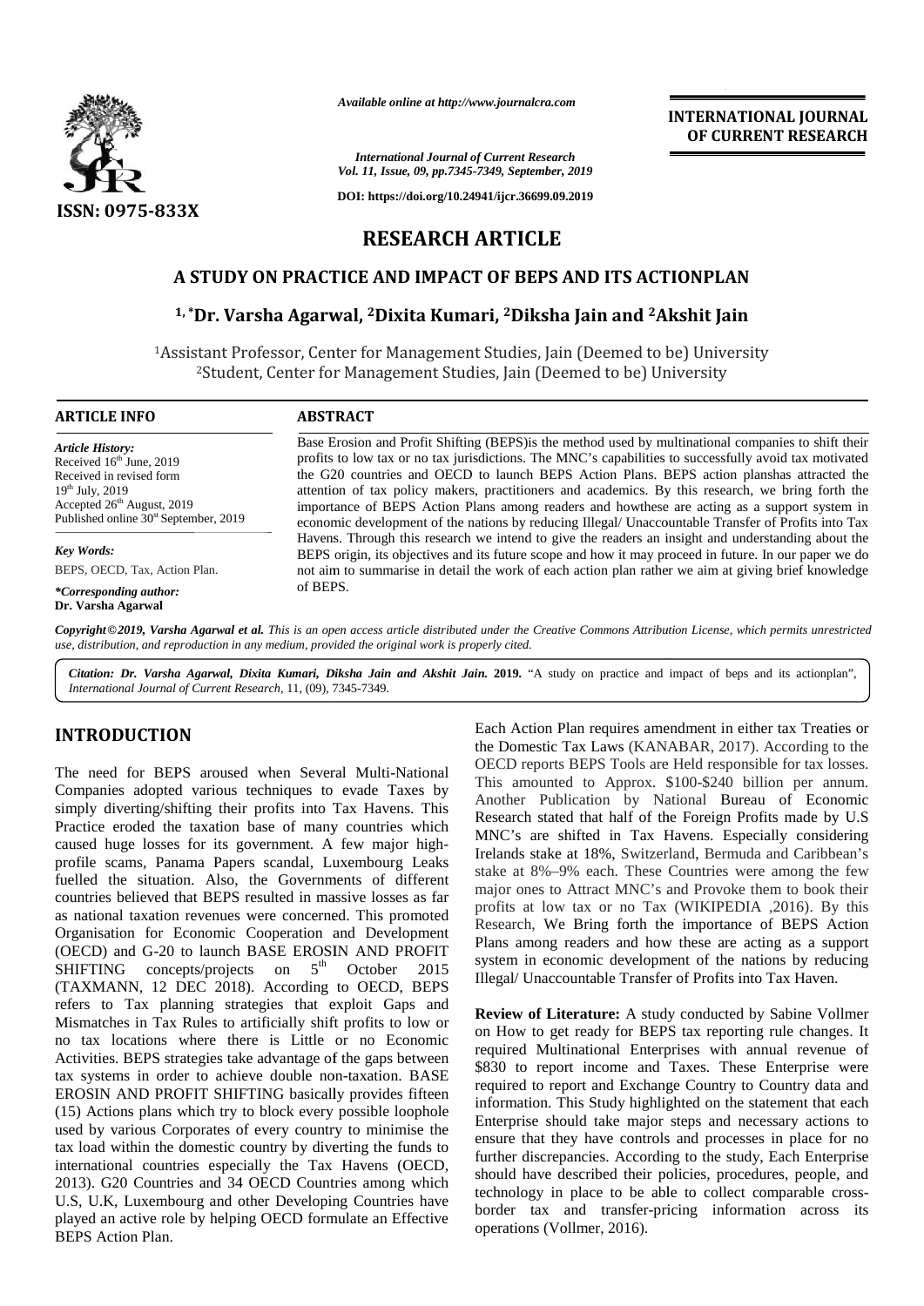# RESEARCH ARTICLE

# A STUDY ON PRACTICE AND IMPACT OF BEPS AND ITS ACTIONPLAN

**[1,*]Dr. Varsha Agarwal, [2]Dixita Kumari, [2]Diksha Jain and [2]Akshit Jain**

[1]Assistant Professor, Center for Management Studies, Jain (Deemed to be) University
[2]Student, Center for Management Studies, Jain (Deemed to be) University

**ARTICLE INFO**

*Article History:*
Received 16th June, 2019
Received in revised form
19th July, 2019
Accepted 26th August, 2019
Published online 30st September, 2019

*Key Words:*
BEPS, OECD, Tax, Action Plan.

*\*Corresponding author:*
**Dr. Varsha Agarwal**

**ABSTRACT**

Base Erosion and Profit Shifting (BEPS)is the method used by multinational companies to shift their profits to low tax or no tax jurisdictions. The MNC's capabilities to successfully avoid tax motivated the G20 countries and OECD to launch BEPS Action Plans. BEPS action planshas attracted the attention of tax policy makers, practitioners and academics. By this research, we bring forth the importance of BEPS Action Plans among readers and howthese are acting as a support system in economic development of the nations by reducing Illegal/ Unaccountable Transfer of Profits into Tax Havens. Through this research we intend to give the readers an insight and understanding about the BEPS origin, its objectives and its future scope and how it may proceed in future. In our paper we do not aim to summarise in detail the work of each action plan rather we aim at giving brief knowledge of BEPS.

*Copyright©2019, Varsha Agarwal et al. This is an open access article distributed under the Creative Commons Attribution License, which permits unrestricted use, distribution, and reproduction in any medium, provided the original work is properly cited.*

*Citation: Dr. Varsha Agarwal, Dixita Kumari, Diksha Jain and Akshit Jain.* **2019.** "A study on practice and impact of beps and its actionplan", *International Journal of Current Research*, 11, (09), 7345-7349.

## INTRODUCTION

The need for BEPS aroused when Several Multi-National Companies adopted various techniques to evade Taxes by simply diverting/shifting their profits into Tax Havens. This Practice eroded the taxation base of many countries which caused huge losses for its government. A few major high-profile scams, Panama Papers scandal, Luxembourg Leaks fuelled the situation. Also, the Governments of different countries believed that BEPS resulted in massive losses as far as national taxation revenues were concerned. This promoted Organisation for Economic Cooperation and Development (OECD) and G-20 to launch BASE EROSIN AND PROFIT SHIFTING concepts/projects on 5th October 2015 (TAXMANN, 12 DEC 2018). According to OECD, BEPS refers to Tax planning strategies that exploit Gaps and Mismatches in Tax Rules to artificially shift profits to low or no tax locations where there is Little or no Economic Activities. BEPS strategies take advantage of the gaps between tax systems in order to achieve double non-taxation. BASE EROSIN AND PROFIT SHIFTING basically provides fifteen (15) Actions plans which try to block every possible loophole used by various Corporates of every country to minimise the tax load within the domestic country by diverting the funds to international countries especially the Tax Havens (OECD, 2013). G20 Countries and 34 OECD Countries among which U.S, U.K, Luxembourg and other Developing Countries have played an active role by helping OECD formulate an Effective BEPS Action Plan.

Each Action Plan requires amendment in either tax Treaties or the Domestic Tax Laws (KANABAR, 2017). According to the OECD reports BEPS Tools are Held responsible for tax losses. This amounted to Approx. \$100-\$240 billion per annum. Another Publication by National Bureau of Economic Research stated that half of the Foreign Profits made by U.S MNC's are shifted in Tax Havens. Especially considering Irelands stake at 18%, Switzerland, Bermuda and Caribbean's stake at 8%–9% each. These Countries were among the few major ones to Attract MNC's and Provoke them to book their profits at low tax or no Tax (WIKIPEDIA ,2016). By this Research, We Bring forth the importance of BEPS Action Plans among readers and how these are acting as a support system in economic development of the nations by reducing Illegal/ Unaccountable Transfer of Profits into Tax Haven.

**Review of Literature:** A study conducted by Sabine Vollmer on How to get ready for BEPS tax reporting rule changes. It required Multinational Enterprises with annual revenue of \$830 to report income and Taxes. These Enterprise were required to report and Exchange Country to Country data and information. This Study highlighted on the statement that each Enterprise should take major steps and necessary actions to ensure that they have controls and processes in place for no further discrepancies. According to the study, Each Enterprise should have described their policies, procedures, people, and technology in place to be able to collect comparable cross-border tax and transfer-pricing information across its operations (Vollmer, 2016).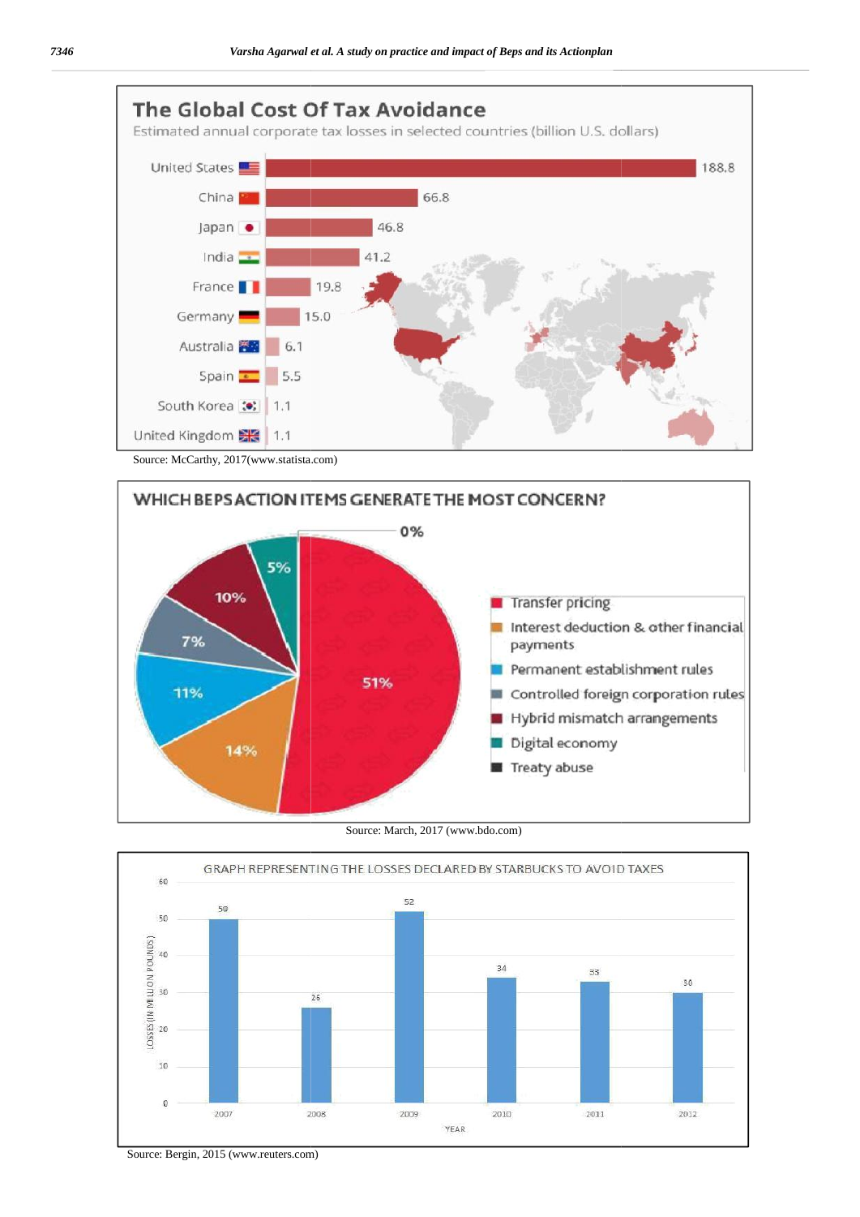## The Global Cost Of Tax Avoidance

Estimated annual corporate tax losses in selected countries (billion U.S. dollars)

| Country | Loss (billion U.S. dollars) |
|---|---|
| United States | 188.8 |
| China | 66.8 |
| Japan | 46.8 |
| India | 41.2 |
| France | 19.8 |
| Germany | 15.0 |
| Australia | 6.1 |
| Spain | 5.5 |
| South Korea | 1.1 |
| United Kingdom | 1.1 |

Source: McCarthy, 2017(www.statista.com)

## WHICH BEPS ACTION ITEMS GENERATE THE MOST CONCERN?

| Action item | Share |
|---|---|
| Transfer pricing | 51% |
| Interest deduction & other financial payments | 14% |
| Permanent establishment rules | 11% |
| Controlled foreign corporation rules | 7% |
| Hybrid mismatch arrangements | 10% |
| Digital economy | 5% |
| Treaty abuse | 0% |

Source: March, 2017 (www.bdo.com)

## GRAPH REPRESENTING THE LOSSES DECLARED BY STARBUCKS TO AVOID TAXES

| YEAR | LOSSES (IN MILLION POUNDS) |
|---|---|
| 2007 | 50 |
| 2008 | 26 |
| 2009 | 52 |
| 2010 | 34 |
| 2011 | 33 |
| 2012 | 30 |

Source: Bergin, 2015 (www.reuters.com)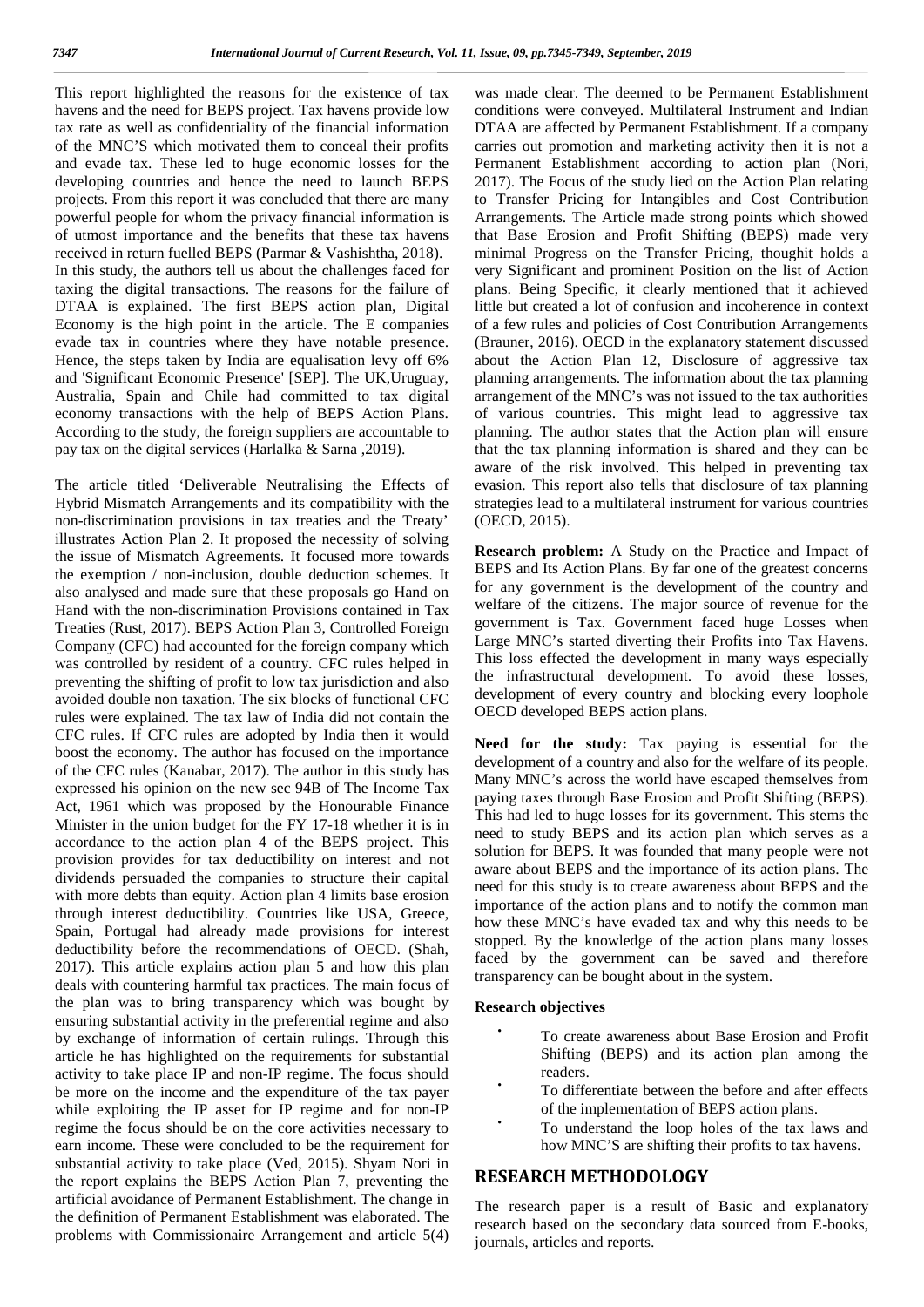This report highlighted the reasons for the existence of tax havens and the need for BEPS project. Tax havens provide low tax rate as well as confidentiality of the financial information of the MNC'S which motivated them to conceal their profits and evade tax. These led to huge economic losses for the developing countries and hence the need to launch BEPS projects. From this report it was concluded that there are many powerful people for whom the privacy financial information is of utmost importance and the benefits that these tax havens received in return fuelled BEPS (Parmar & Vashishtha, 2018). In this study, the authors tell us about the challenges faced for taxing the digital transactions. The reasons for the failure of DTAA is explained. The first BEPS action plan, Digital Economy is the high point in the article. The E companies evade tax in countries where they have notable presence. Hence, the steps taken by India are equalisation levy off 6% and 'Significant Economic Presence' [SEP]. The UK,Uruguay, Australia, Spain and Chile had committed to tax digital economy transactions with the help of BEPS Action Plans. According to the study, the foreign suppliers are accountable to pay tax on the digital services (Harlalka & Sarna ,2019).

The article titled 'Deliverable Neutralising the Effects of Hybrid Mismatch Arrangements and its compatibility with the non-discrimination provisions in tax treaties and the Treaty' illustrates Action Plan 2. It proposed the necessity of solving the issue of Mismatch Agreements. It focused more towards the exemption / non-inclusion, double deduction schemes. It also analysed and made sure that these proposals go Hand on Hand with the non-discrimination Provisions contained in Tax Treaties (Rust, 2017). BEPS Action Plan 3, Controlled Foreign Company (CFC) had accounted for the foreign company which was controlled by resident of a country. CFC rules helped in preventing the shifting of profit to low tax jurisdiction and also avoided double non taxation. The six blocks of functional CFC rules were explained. The tax law of India did not contain the CFC rules. If CFC rules are adopted by India then it would boost the economy. The author has focused on the importance of the CFC rules (Kanabar, 2017). The author in this study has expressed his opinion on the new sec 94B of The Income Tax Act, 1961 which was proposed by the Honourable Finance Minister in the union budget for the FY 17-18 whether it is in accordance to the action plan 4 of the BEPS project. This provision provides for tax deductibility on interest and not dividends persuaded the companies to structure their capital with more debts than equity. Action plan 4 limits base erosion through interest deductibility. Countries like USA, Greece, Spain, Portugal had already made provisions for interest deductibility before the recommendations of OECD. (Shah, 2017). This article explains action plan 5 and how this plan deals with countering harmful tax practices. The main focus of the plan was to bring transparency which was bought by ensuring substantial activity in the preferential regime and also by exchange of information of certain rulings. Through this article he has highlighted on the requirements for substantial activity to take place IP and non-IP regime. The focus should be more on the income and the expenditure of the tax payer while exploiting the IP asset for IP regime and for non-IP regime the focus should be on the core activities necessary to earn income. These were concluded to be the requirement for substantial activity to take place (Ved, 2015). Shyam Nori in the report explains the BEPS Action Plan 7, preventing the artificial avoidance of Permanent Establishment. The change in the definition of Permanent Establishment was elaborated. The problems with Commissionaire Arrangement and article 5(4) was made clear. The deemed to be Permanent Establishment conditions were conveyed. Multilateral Instrument and Indian DTAA are affected by Permanent Establishment. If a company carries out promotion and marketing activity then it is not a Permanent Establishment according to action plan (Nori, 2017). The Focus of the study lied on the Action Plan relating to Transfer Pricing for Intangibles and Cost Contribution Arrangements. The Article made strong points which showed that Base Erosion and Profit Shifting (BEPS) made very minimal Progress on the Transfer Pricing, thought holds a very Significant and prominent Position on the list of Action plans. Being Specific, it clearly mentioned that it achieved little but created a lot of confusion and incoherence in context of a few rules and policies of Cost Contribution Arrangements (Brauner, 2016). OECD in the explanatory statement discussed about the Action Plan 12, Disclosure of aggressive tax planning arrangements. The information about the tax planning arrangement of the MNC's was not issued to the tax authorities of various countries. This might lead to aggressive tax planning. The author states that the Action plan will ensure that the tax planning information is shared and they can be aware of the risk involved. This helped in preventing tax evasion. This report also tells that disclosure of tax planning strategies lead to a multilateral instrument for various countries (OECD, 2015).

**Research problem:** A Study on the Practice and Impact of BEPS and Its Action Plans. By far one of the greatest concerns for any government is the development of the country and welfare of the citizens. The major source of revenue for the government is Tax. Government faced huge Losses when Large MNC's started diverting their Profits into Tax Havens. This loss effected the development in many ways especially the infrastructural development. To avoid these losses, development of every country and blocking every loophole OECD developed BEPS action plans.

**Need for the study:** Tax paying is essential for the development of a country and also for the welfare of its people. Many MNC's across the world have escaped themselves from paying taxes through Base Erosion and Profit Shifting (BEPS). This had led to huge losses for its government. This stems the need to study BEPS and its action plan which serves as a solution for BEPS. It was founded that many people were not aware about BEPS and the importance of its action plans. The need for this study is to create awareness about BEPS and the importance of the action plans and to notify the common man how these MNC's have evaded tax and why this needs to be stopped. By the knowledge of the action plans many losses faced by the government can be saved and therefore transparency can be bought about in the system.

**Research objectives**

- To create awareness about Base Erosion and Profit Shifting (BEPS) and its action plan among the readers.
- To differentiate between the before and after effects of the implementation of BEPS action plans.
- To understand the loop holes of the tax laws and how MNC'S are shifting their profits to tax havens.

## RESEARCH METHODOLOGY

The research paper is a result of Basic and explanatory research based on the secondary data sourced from E-books, journals, articles and reports.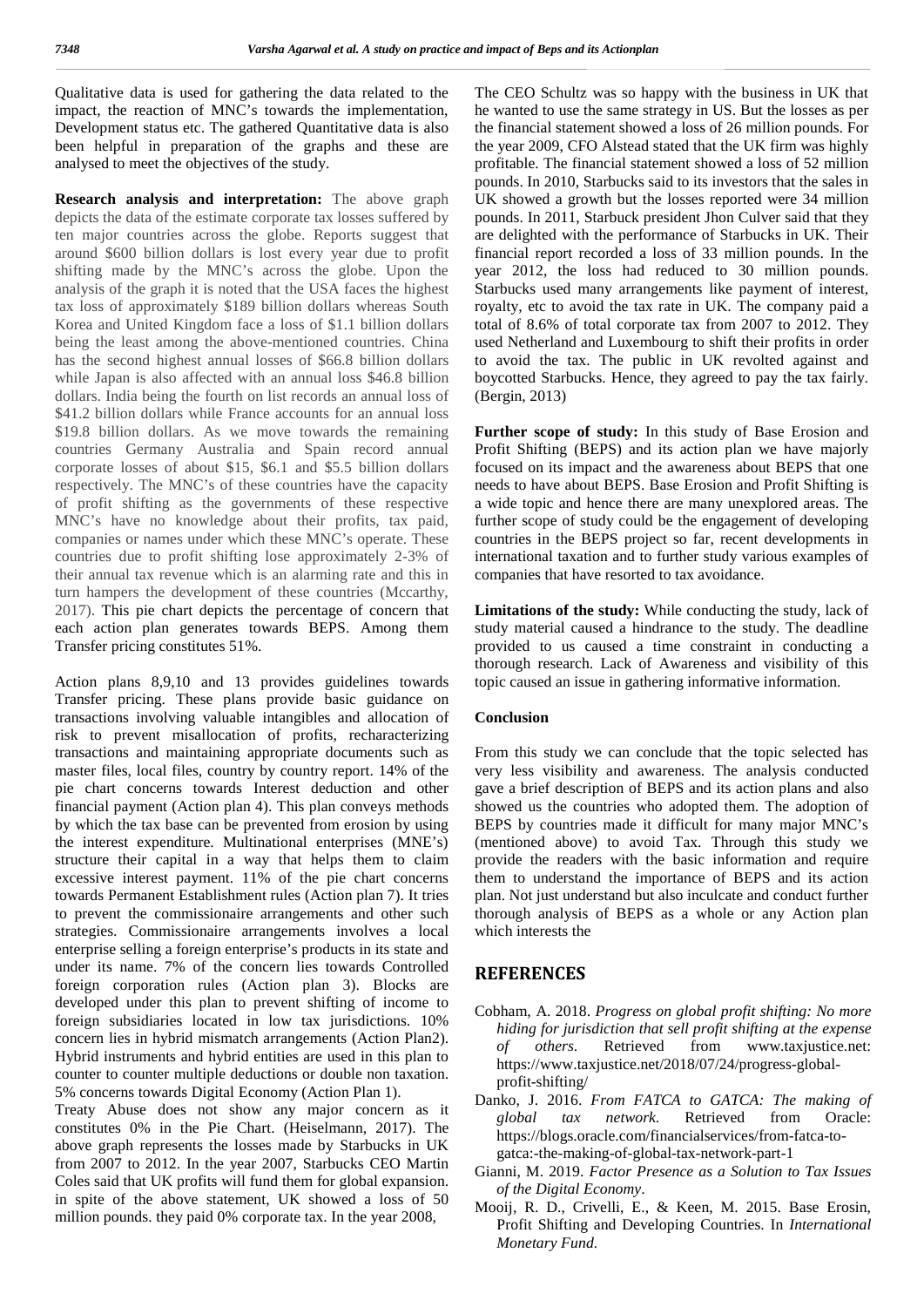Qualitative data is used for gathering the data related to the impact, the reaction of MNC's towards the implementation, Development status etc. The gathered Quantitative data is also been helpful in preparation of the graphs and these are analysed to meet the objectives of the study.

**Research analysis and interpretation:** The above graph depicts the data of the estimate corporate tax losses suffered by ten major countries across the globe. Reports suggest that around $600 billion dollars is lost every year due to profit shifting made by the MNC's across the globe. Upon the analysis of the graph it is noted that the USA faces the highest tax loss of approximately $189 billion dollars whereas South Korea and United Kingdom face a loss of $1.1 billion dollars being the least among the above-mentioned countries. China has the second highest annual losses of $66.8 billion dollars while Japan is also affected with an annual loss $46.8 billion dollars. India being the fourth on list records an annual loss of $41.2 billion dollars while France accounts for an annual loss $19.8 billion dollars. As we move towards the remaining countries Germany Australia and Spain record annual corporate losses of about $15, $6.1 and $5.5 billion dollars respectively. The MNC's of these countries have the capacity of profit shifting as the governments of these respective MNC's have no knowledge about their profits, tax paid, companies or names under which these MNC's operate. These countries due to profit shifting lose approximately 2-3% of their annual tax revenue which is an alarming rate and this in turn hampers the development of these countries (Mccarthy, 2017). This pie chart depicts the percentage of concern that each action plan generates towards BEPS. Among them Transfer pricing constitutes 51%.

Action plans 8,9,10 and 13 provides guidelines towards Transfer pricing. These plans provide basic guidance on transactions involving valuable intangibles and allocation of risk to prevent misallocation of profits, recharacterizing transactions and maintaining appropriate documents such as master files, local files, country by country report. 14% of the pie chart concerns towards Interest deduction and other financial payment (Action plan 4). This plan conveys methods by which the tax base can be prevented from erosion by using the interest expenditure. Multinational enterprises (MNE's) structure their capital in a way that helps them to claim excessive interest payment. 11% of the pie chart concerns towards Permanent Establishment rules (Action plan 7). It tries to prevent the commissionaire arrangements and other such strategies. Commissionaire arrangements involves a local enterprise selling a foreign enterprise's products in its state and under its name. 7% of the concern lies towards Controlled foreign corporation rules (Action plan 3). Blocks are developed under this plan to prevent shifting of income to foreign subsidiaries located in low tax jurisdictions. 10% concern lies in hybrid mismatch arrangements (Action Plan2). Hybrid instruments and hybrid entities are used in this plan to counter to counter multiple deductions or double non taxation. 5% concerns towards Digital Economy (Action Plan 1).

Treaty Abuse does not show any major concern as it constitutes 0% in the Pie Chart. (Heiselmann, 2017). The above graph represents the losses made by Starbucks in UK from 2007 to 2012. In the year 2007, Starbucks CEO Martin Coles said that UK profits will fund them for global expansion. in spite of the above statement, UK showed a loss of 50 million pounds. they paid 0% corporate tax. In the year 2008, The CEO Schultz was so happy with the business in UK that he wanted to use the same strategy in US. But the losses as per the financial statement showed a loss of 26 million pounds. For the year 2009, CFO Alstead stated that the UK firm was highly profitable. The financial statement showed a loss of 52 million pounds. In 2010, Starbucks said to its investors that the sales in UK showed a growth but the losses reported were 34 million pounds. In 2011, Starbuck president Jhon Culver said that they are delighted with the performance of Starbucks in UK. Their financial report recorded a loss of 33 million pounds. In the year 2012, the loss had reduced to 30 million pounds. Starbucks used many arrangements like payment of interest, royalty, etc to avoid the tax rate in UK. The company paid a total of 8.6% of total corporate tax from 2007 to 2012. They used Netherland and Luxembourg to shift their profits in order to avoid the tax. The public in UK revolted against and boycotted Starbucks. Hence, they agreed to pay the tax fairly. (Bergin, 2013)

**Further scope of study:** In this study of Base Erosion and Profit Shifting (BEPS) and its action plan we have majorly focused on its impact and the awareness about BEPS that one needs to have about BEPS. Base Erosion and Profit Shifting is a wide topic and hence there are many unexplored areas. The further scope of study could be the engagement of developing countries in the BEPS project so far, recent developments in international taxation and to further study various examples of companies that have resorted to tax avoidance.

**Limitations of the study:** While conducting the study, lack of study material caused a hindrance to the study. The deadline provided to us caused a time constraint in conducting a thorough research. Lack of Awareness and visibility of this topic caused an issue in gathering informative information.

## Conclusion

From this study we can conclude that the topic selected has very less visibility and awareness. The analysis conducted gave a brief description of BEPS and its action plans and also showed us the countries who adopted them. The adoption of BEPS by countries made it difficult for many major MNC's (mentioned above) to avoid Tax. Through this study we provide the readers with the basic information and require them to understand the importance of BEPS and its action plan. Not just understand but also inculcate and conduct further thorough analysis of BEPS as a whole or any Action plan which interests the

## REFERENCES

- Cobham, A. 2018. *Progress on global profit shifting: No more hiding for jurisdiction that sell profit shifting at the expense of others*. Retrieved from www.taxjustice.net: https://www.taxjustice.net/2018/07/24/progress-global-profit-shifting/
- Danko, J. 2016. *From FATCA to GATCA: The making of global tax network*. Retrieved from Oracle: https://blogs.oracle.com/financialservices/from-fatca-to-gatca:-the-making-of-global-tax-network-part-1
- Gianni, M. 2019. *Factor Presence as a Solution to Tax Issues of the Digital Economy*.
- Mooij, R. D., Crivelli, E., & Keen, M. 2015. Base Erosin, Profit Shifting and Developing Countries. In *International Monetary Fund*.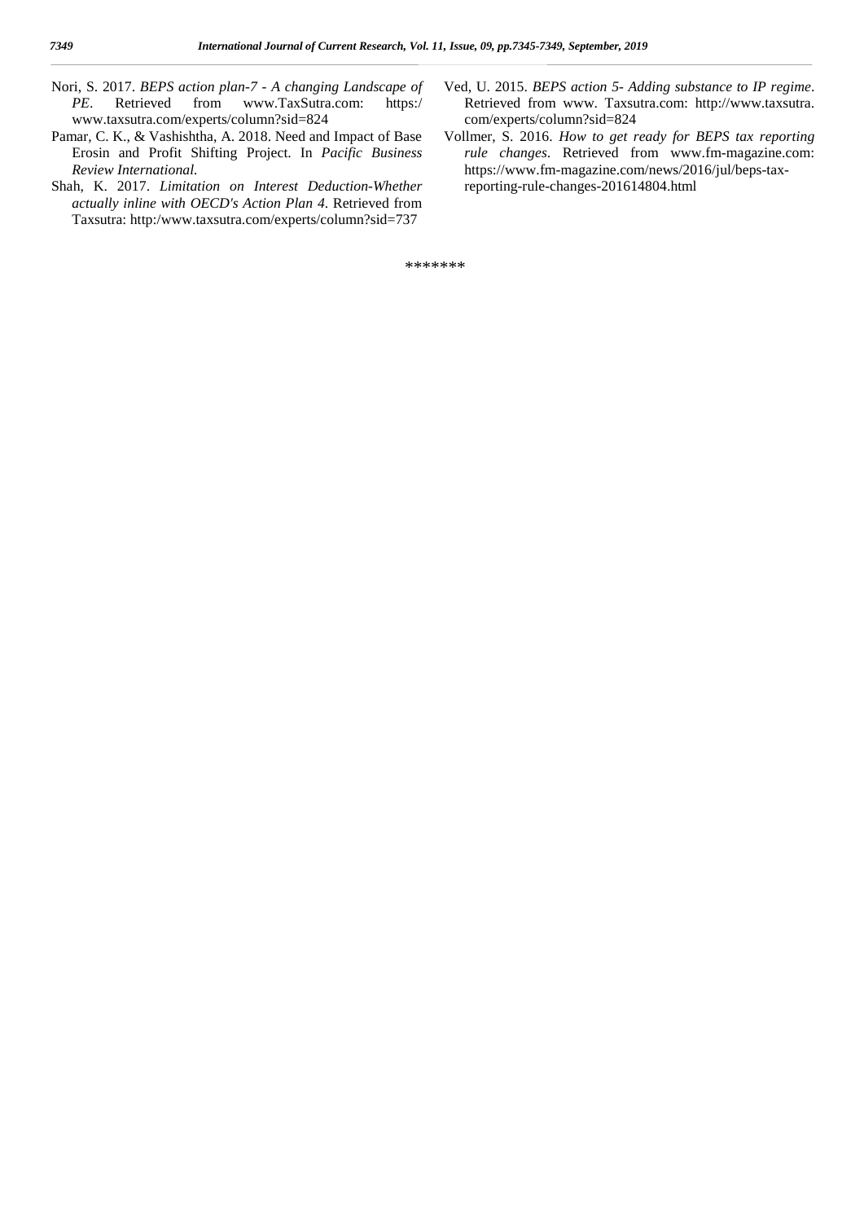Nori, S. 2017. *BEPS action plan-7 - A changing Landscape of PE*. Retrieved from www.TaxSutra.com: https:/ www.taxsutra.com/experts/column?sid=824

Pamar, C. K., & Vashishtha, A. 2018. Need and Impact of Base Erosin and Profit Shifting Project. In *Pacific Business Review International.*

Shah, K. 2017. *Limitation on Interest Deduction-Whether actually inline with OECD's Action Plan 4*. Retrieved from Taxsutra: http:/www.taxsutra.com/experts/column?sid=737

Ved, U. 2015. *BEPS action 5- Adding substance to IP regime*. Retrieved from www. Taxsutra.com: http://www.taxsutra. com/experts/column?sid=824

Vollmer, S. 2016. *How to get ready for BEPS tax reporting rule changes*. Retrieved from www.fm-magazine.com: https://www.fm-magazine.com/news/2016/jul/beps-tax-reporting-rule-changes-201614804.html

*******